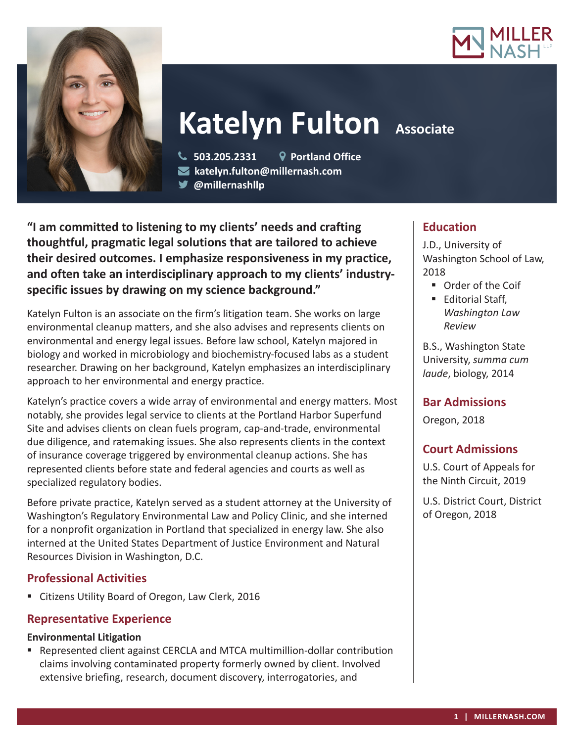# Katelyn Fulton

Associate

503.205.2331 | Portland Office

katelyn.fulton@millernash.com

@millernashllp

**"I am committed to listening to my clients' needs and crafting thoughtful, pragmatic legal solutions that are tailored to achieve their desired outcomes. I emphasize responsiveness in my practice, and often take an interdisciplinary approach to my clients' industry-specific issues by drawing on my science background."**

Katelyn Fulton is an associate on the firm's litigation team. She works on large environmental cleanup matters, and she also advises and represents clients on environmental and energy legal issues. Before law school, Katelyn majored in biology and worked in microbiology and biochemistry-focused labs as a student researcher. Drawing on her background, Katelyn emphasizes an interdisciplinary approach to her environmental and energy practice.

Katelyn's practice covers a wide array of environmental and energy matters. Most notably, she provides legal service to clients at the Portland Harbor Superfund Site and advises clients on clean fuels program, cap-and-trade, environmental due diligence, and ratemaking issues. She also represents clients in the context of insurance coverage triggered by environmental cleanup actions. She has represented clients before state and federal agencies and courts as well as specialized regulatory bodies.

Before private practice, Katelyn served as a student attorney at the University of Washington's Regulatory Environmental Law and Policy Clinic, and she interned for a nonprofit organization in Portland that specialized in energy law. She also interned at the United States Department of Justice Environment and Natural Resources Division in Washington, D.C.

## Professional Activities

- Citizens Utility Board of Oregon, Law Clerk, 2016

## Representative Experience

### Environmental Litigation

- Represented client against CERCLA and MTCA multimillion-dollar contribution claims involving contaminated property formerly owned by client. Involved extensive briefing, research, document discovery, interrogatories, and

## Education

J.D., University of Washington School of Law, 2018

- Order of the Coif
- Editorial Staff, *Washington Law Review*

B.S., Washington State University, *summa cum laude*, biology, 2014

## Bar Admissions

Oregon, 2018

## Court Admissions

U.S. Court of Appeals for the Ninth Circuit, 2019

U.S. District Court, District of Oregon, 2018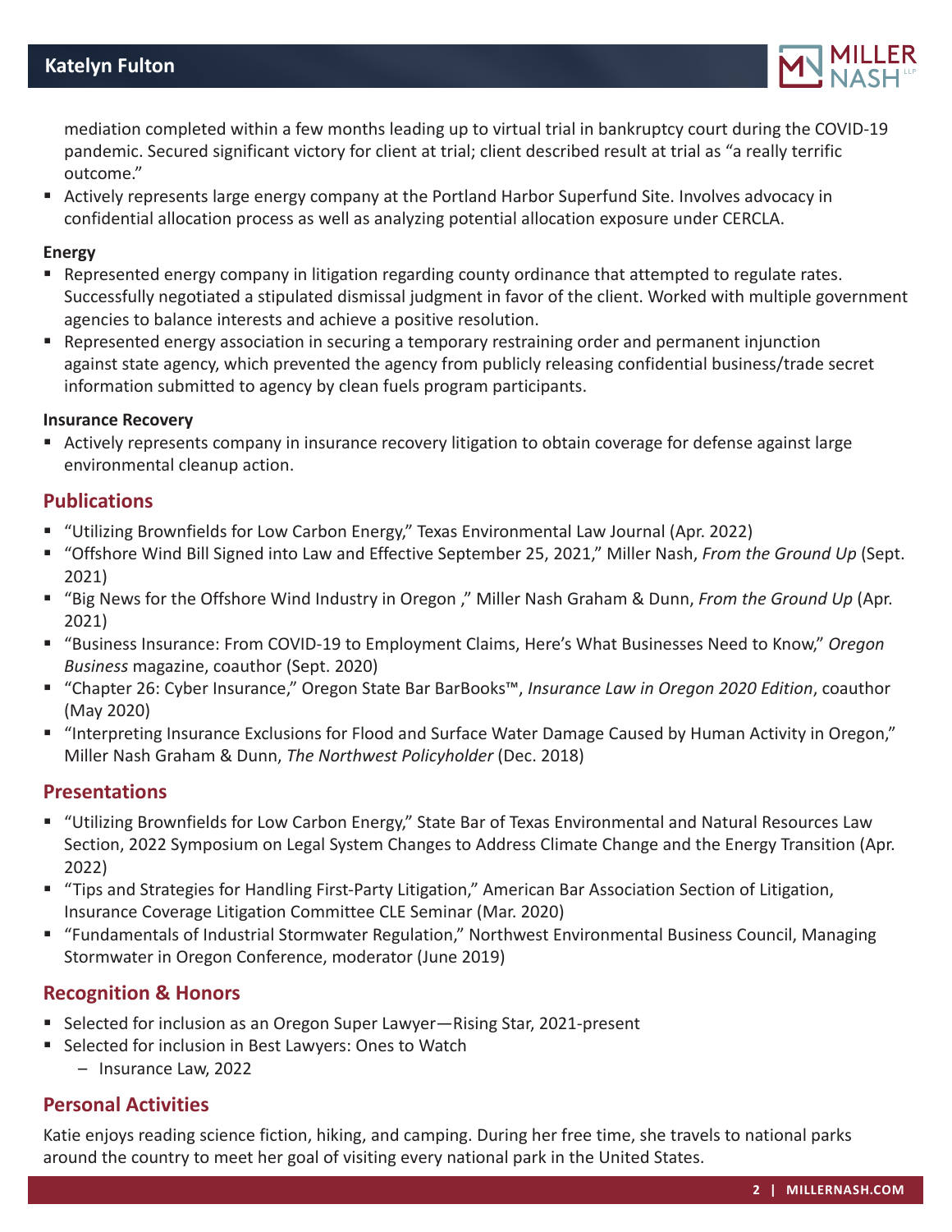mediation completed within a few months leading up to virtual trial in bankruptcy court during the COVID-19 pandemic. Secured significant victory for client at trial; client described result at trial as "a really terrific outcome."

- Actively represents large energy company at the Portland Harbor Superfund Site. Involves advocacy in confidential allocation process as well as analyzing potential allocation exposure under CERCLA.

**Energy**

- Represented energy company in litigation regarding county ordinance that attempted to regulate rates. Successfully negotiated a stipulated dismissal judgment in favor of the client. Worked with multiple government agencies to balance interests and achieve a positive resolution.
- Represented energy association in securing a temporary restraining order and permanent injunction against state agency, which prevented the agency from publicly releasing confidential business/trade secret information submitted to agency by clean fuels program participants.

**Insurance Recovery**

- Actively represents company in insurance recovery litigation to obtain coverage for defense against large environmental cleanup action.

## Publications

- "Utilizing Brownfields for Low Carbon Energy," Texas Environmental Law Journal (Apr. 2022)
- "Offshore Wind Bill Signed into Law and Effective September 25, 2021," Miller Nash, *From the Ground Up* (Sept. 2021)
- "Big News for the Offshore Wind Industry in Oregon ," Miller Nash Graham & Dunn, *From the Ground Up* (Apr. 2021)
- "Business Insurance: From COVID-19 to Employment Claims, Here's What Businesses Need to Know," *Oregon Business* magazine, coauthor (Sept. 2020)
- "Chapter 26: Cyber Insurance," Oregon State Bar BarBooks™, *Insurance Law in Oregon 2020 Edition*, coauthor (May 2020)
- "Interpreting Insurance Exclusions for Flood and Surface Water Damage Caused by Human Activity in Oregon," Miller Nash Graham & Dunn, *The Northwest Policyholder* (Dec. 2018)

## Presentations

- "Utilizing Brownfields for Low Carbon Energy," State Bar of Texas Environmental and Natural Resources Law Section, 2022 Symposium on Legal System Changes to Address Climate Change and the Energy Transition (Apr. 2022)
- "Tips and Strategies for Handling First-Party Litigation," American Bar Association Section of Litigation, Insurance Coverage Litigation Committee CLE Seminar (Mar. 2020)
- "Fundamentals of Industrial Stormwater Regulation," Northwest Environmental Business Council, Managing Stormwater in Oregon Conference, moderator (June 2019)

## Recognition & Honors

- Selected for inclusion as an Oregon Super Lawyer—Rising Star, 2021-present
- Selected for inclusion in Best Lawyers: Ones to Watch
  - Insurance Law, 2022

## Personal Activities

Katie enjoys reading science fiction, hiking, and camping. During her free time, she travels to national parks around the country to meet her goal of visiting every national park in the United States.